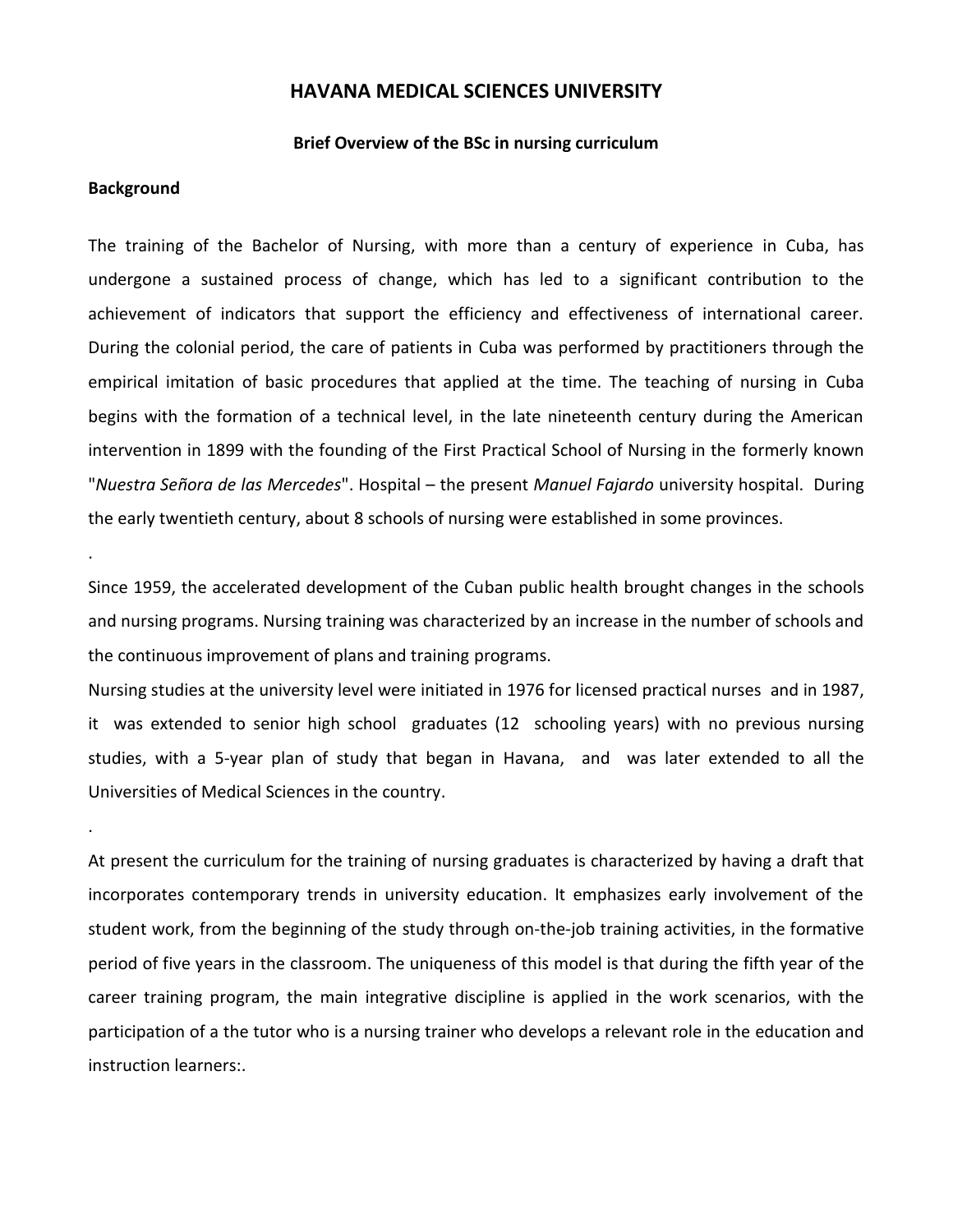# HAVANA MEDICAL SCIENCES UNIVERSITY

**Brief Overview of the BSc in nursing curriculum**

**Background**

The training of the Bachelor of Nursing, with more than a century of experience in Cuba, has undergone a sustained process of change, which has led to a significant contribution to the achievement of indicators that support the efficiency and effectiveness of international career. During the colonial period, the care of patients in Cuba was performed by practitioners through the empirical imitation of basic procedures that applied at the time. The teaching of nursing in Cuba begins with the formation of a technical level, in the late nineteenth century during the American intervention in 1899 with the founding of the First Practical School of Nursing in the formerly known "*Nuestra Señora de las Mercedes*". Hospital – the present *Manuel Fajardo* university hospital. During the early twentieth century, about 8 schools of nursing were established in some provinces.

.

Since 1959, the accelerated development of the Cuban public health brought changes in the schools and nursing programs. Nursing training was characterized by an increase in the number of schools and the continuous improvement of plans and training programs.

Nursing studies at the university level were initiated in 1976 for licensed practical nurses and in 1987, it was extended to senior high school graduates (12 schooling years) with no previous nursing studies, with a 5-year plan of study that began in Havana, and was later extended to all the Universities of Medical Sciences in the country.

.

At present the curriculum for the training of nursing graduates is characterized by having a draft that incorporates contemporary trends in university education. It emphasizes early involvement of the student work, from the beginning of the study through on-the-job training activities, in the formative period of five years in the classroom. The uniqueness of this model is that during the fifth year of the career training program, the main integrative discipline is applied in the work scenarios, with the participation of a the tutor who is a nursing trainer who develops a relevant role in the education and instruction learners:.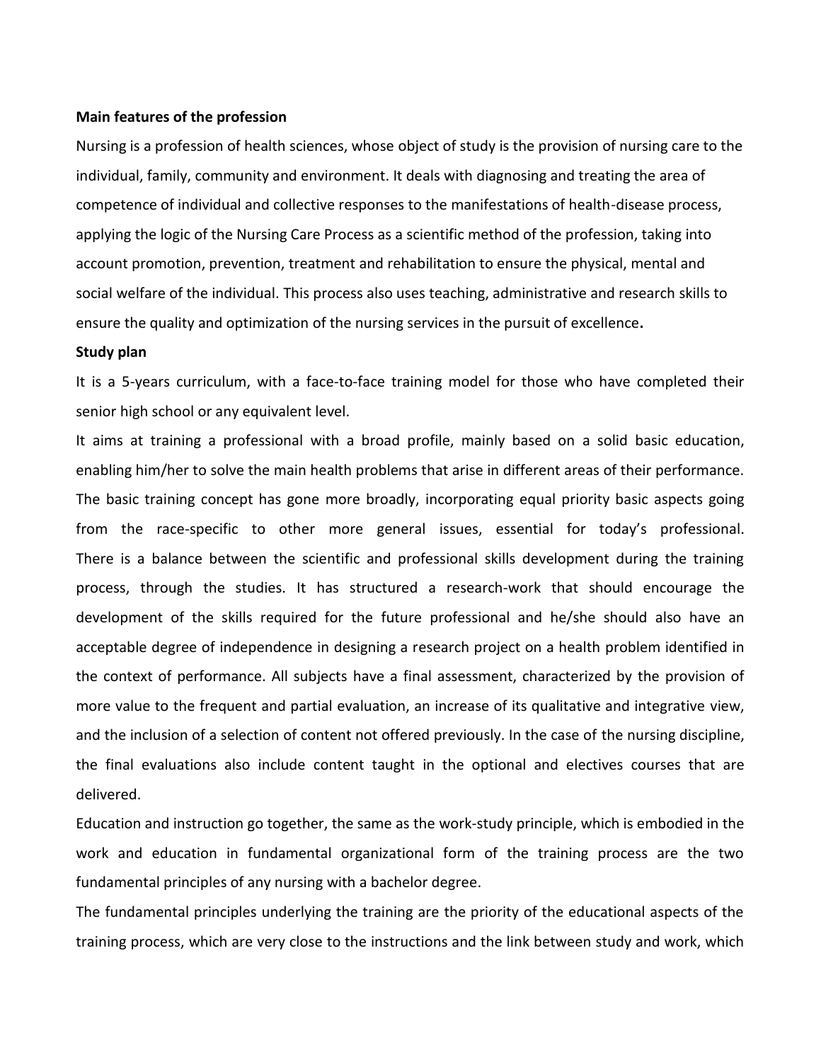**Main features of the profession**

Nursing is a profession of health sciences, whose object of study is the provision of nursing care to the individual, family, community and environment. It deals with diagnosing and treating the area of competence of individual and collective responses to the manifestations of health-disease process, applying the logic of the Nursing Care Process as a scientific method of the profession, taking into account promotion, prevention, treatment and rehabilitation to ensure the physical, mental and social welfare of the individual. This process also uses teaching, administrative and research skills to ensure the quality and optimization of the nursing services in the pursuit of excellence**.**

**Study plan**

It is a 5-years curriculum, with a face-to-face training model for those who have completed their senior high school or any equivalent level.

It aims at training a professional with a broad profile, mainly based on a solid basic education, enabling him/her to solve the main health problems that arise in different areas of their performance. The basic training concept has gone more broadly, incorporating equal priority basic aspects going from the race-specific to other more general issues, essential for today's professional. There is a balance between the scientific and professional skills development during the training process, through the studies. It has structured a research-work that should encourage the development of the skills required for the future professional and he/she should also have an acceptable degree of independence in designing a research project on a health problem identified in the context of performance. All subjects have a final assessment, characterized by the provision of more value to the frequent and partial evaluation, an increase of its qualitative and integrative view, and the inclusion of a selection of content not offered previously. In the case of the nursing discipline, the final evaluations also include content taught in the optional and electives courses that are delivered.

Education and instruction go together, the same as the work-study principle, which is embodied in the work and education in fundamental organizational form of the training process are the two fundamental principles of any nursing with a bachelor degree.

The fundamental principles underlying the training are the priority of the educational aspects of the training process, which are very close to the instructions and the link between study and work, which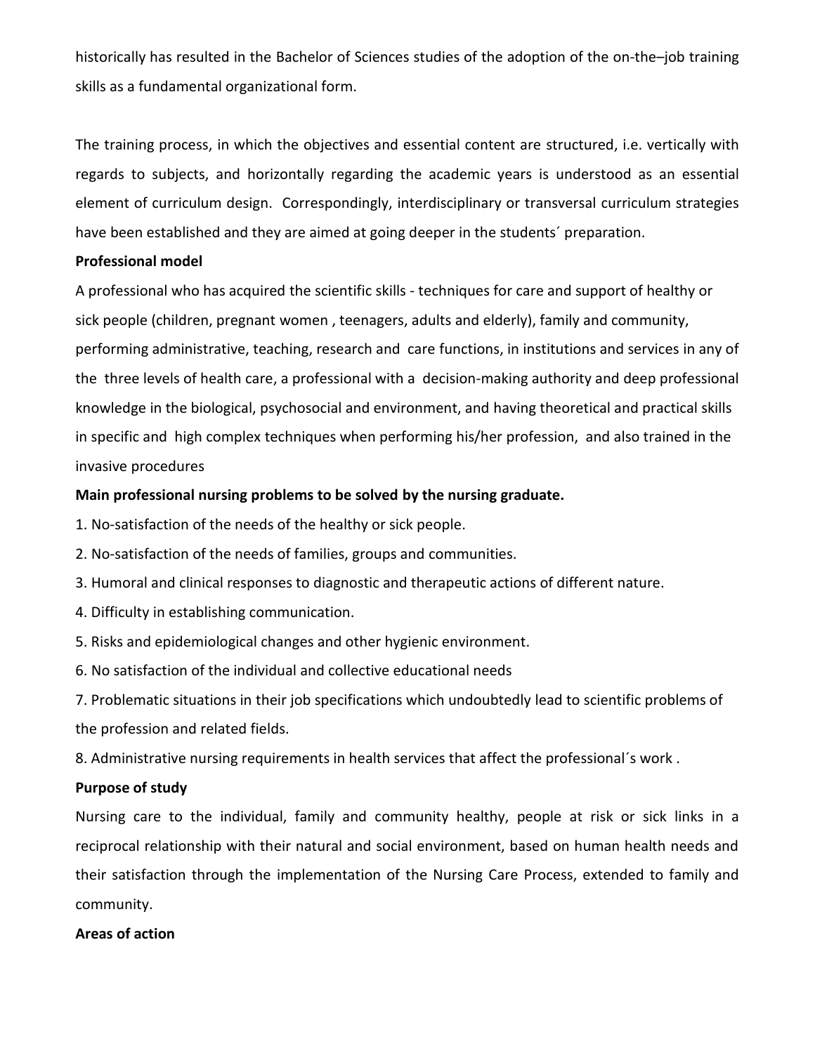historically has resulted in the Bachelor of Sciences studies of the adoption of the on-the–job training skills as a fundamental organizational form.

The training process, in which the objectives and essential content are structured, i.e. vertically with regards to subjects, and horizontally regarding the academic years is understood as an essential element of curriculum design. Correspondingly, interdisciplinary or transversal curriculum strategies have been established and they are aimed at going deeper in the students´ preparation.

**Professional model**

A professional who has acquired the scientific skills - techniques for care and support of healthy or sick people (children, pregnant women , teenagers, adults and elderly), family and community, performing administrative, teaching, research and care functions, in institutions and services in any of the three levels of health care, a professional with a decision-making authority and deep professional knowledge in the biological, psychosocial and environment, and having theoretical and practical skills in specific and high complex techniques when performing his/her profession, and also trained in the invasive procedures

**Main professional nursing problems to be solved by the nursing graduate.**

1. No-satisfaction of the needs of the healthy or sick people.
2. No-satisfaction of the needs of families, groups and communities.
3. Humoral and clinical responses to diagnostic and therapeutic actions of different nature.
4. Difficulty in establishing communication.
5. Risks and epidemiological changes and other hygienic environment.
6. No satisfaction of the individual and collective educational needs
7. Problematic situations in their job specifications which undoubtedly lead to scientific problems of the profession and related fields.
8. Administrative nursing requirements in health services that affect the professional´s work .

**Purpose of study**

Nursing care to the individual, family and community healthy, people at risk or sick links in a reciprocal relationship with their natural and social environment, based on human health needs and their satisfaction through the implementation of the Nursing Care Process, extended to family and community.

**Areas of action**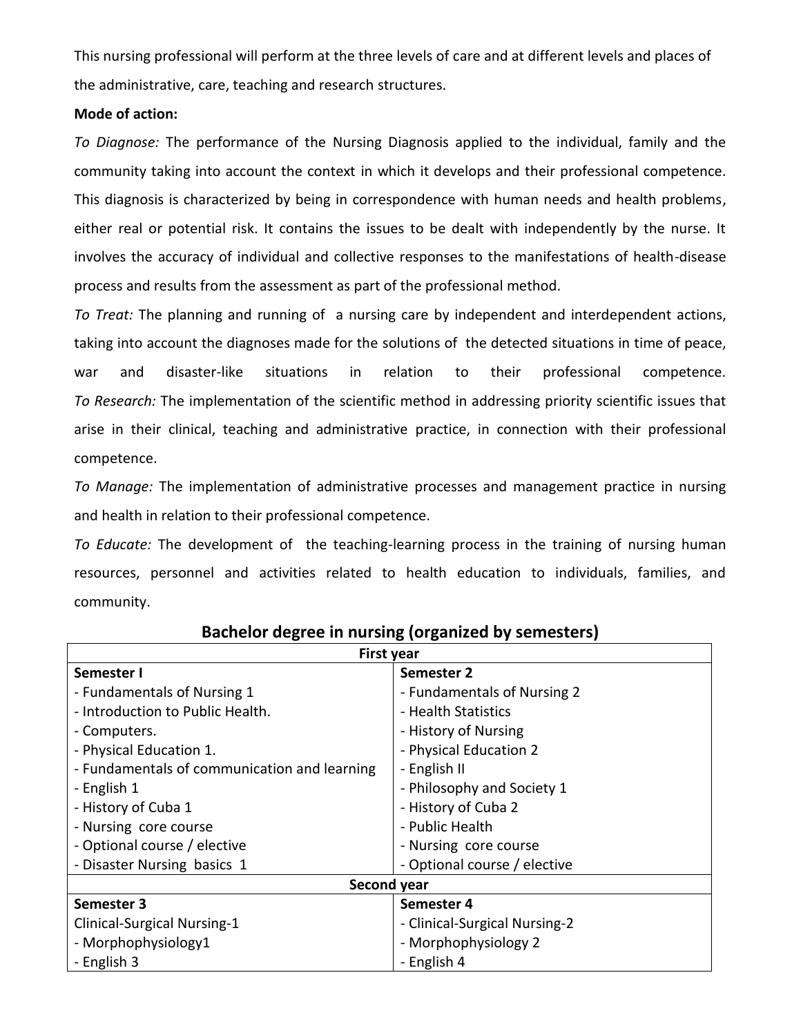This nursing professional will perform at the three levels of care and at different levels and places of the administrative, care, teaching and research structures.

**Mode of action:**

*To Diagnose:* The performance of the Nursing Diagnosis applied to the individual, family and the community taking into account the context in which it develops and their professional competence. This diagnosis is characterized by being in correspondence with human needs and health problems, either real or potential risk. It contains the issues to be dealt with independently by the nurse. It involves the accuracy of individual and collective responses to the manifestations of health-disease process and results from the assessment as part of the professional method.

*To Treat:* The planning and running of a nursing care by independent and interdependent actions, taking into account the diagnoses made for the solutions of the detected situations in time of peace, war and disaster-like situations in relation to their professional competence.

*To Research:* The implementation of the scientific method in addressing priority scientific issues that arise in their clinical, teaching and administrative practice, in connection with their professional competence.

*To Manage:* The implementation of administrative processes and management practice in nursing and health in relation to their professional competence.

*To Educate:* The development of the teaching-learning process in the training of nursing human resources, personnel and activities related to health education to individuals, families, and community.

## Bachelor degree in nursing (organized by semesters)

| **First year** | |
|---|---|
| **Semester I** | **Semester 2** |
| - Fundamentals of Nursing 1 | - Fundamentals of Nursing 2 |
| - Introduction to Public Health. | - Health Statistics |
| - Computers. | - History of Nursing |
| - Physical Education 1. | - Physical Education 2 |
| - Fundamentals of communication and learning | - English II |
| - English 1 | - Philosophy and Society 1 |
| - History of Cuba 1 | - History of Cuba 2 |
| - Nursing core course | - Public Health |
| - Optional course / elective | - Nursing core course |
| - Disaster Nursing basics 1 | - Optional course / elective |
| **Second year** | |
| **Semester 3** | **Semester 4** |
| Clinical-Surgical Nursing-1 | - Clinical-Surgical Nursing-2 |
| - Morphophysiology1 | - Morphophysiology 2 |
| - English 3 | - English 4 |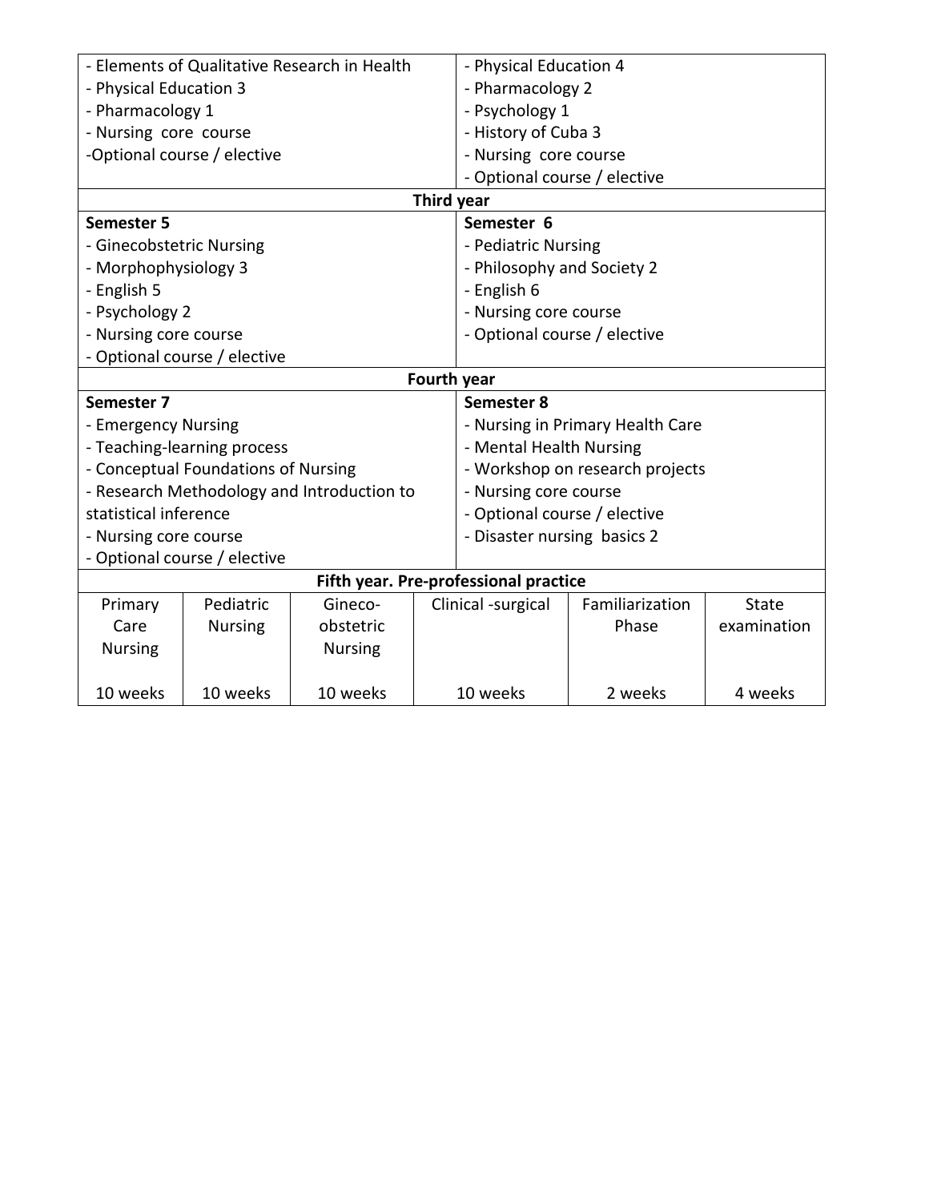| | |
|---|---|
| - Elements of Qualitative Research in Health<br>- Physical Education 3<br>- Pharmacology 1<br>- Nursing core course<br>-Optional course / elective | - Physical Education 4<br>- Pharmacology 2<br>- Psychology 1<br>- History of Cuba 3<br>- Nursing core course<br>- Optional course / elective |
| **Third year** | |
| **Semester 5** | **Semester 6** |
| - Ginecobstetric Nursing<br>- Morphophysiology 3<br>- English 5<br>- Psychology 2<br>- Nursing core course<br>- Optional course / elective | - Pediatric Nursing<br>- Philosophy and Society 2<br>- English 6<br>- Nursing core course<br>- Optional course / elective |
| **Fourth year** | |
| **Semester 7** | **Semester 8** |
| - Emergency Nursing<br>- Teaching-learning process<br>- Conceptual Foundations of Nursing<br>- Research Methodology and Introduction to statistical inference<br>- Nursing core course<br>- Optional course / elective | - Nursing in Primary Health Care<br>- Mental Health Nursing<br>- Workshop on research projects<br>- Nursing core course<br>- Optional course / elective<br>- Disaster nursing basics 2 |

**Fifth year. Pre-professional practice**

| Primary Care Nursing | Pediatric Nursing | Gineco-obstetric Nursing | Clinical -surgical | Familiarization Phase | State examination |
|---|---|---|---|---|---|
| 10 weeks | 10 weeks | 10 weeks | 10 weeks | 2 weeks | 4 weeks |